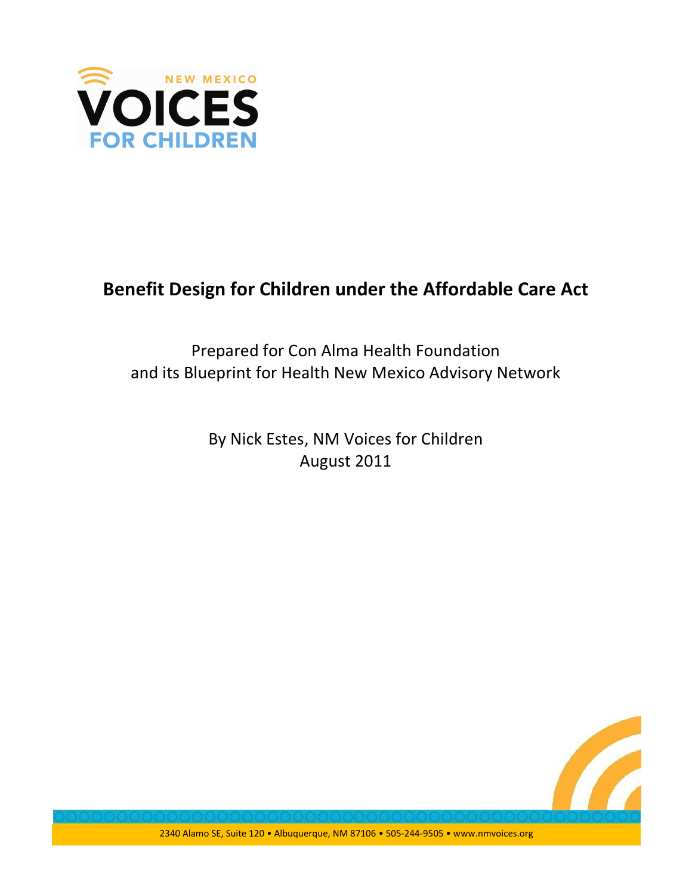NEW MEXICO

VOICES

FOR CHILDREN

# Benefit Design for Children under the Affordable Care Act

Prepared for Con Alma Health Foundation
and its Blueprint for Health New Mexico Advisory Network

By Nick Estes, NM Voices for Children
August 2011

2340 Alamo SE, Suite 120 • Albuquerque, NM 87106 • 505-244-9505 • www.nmvoices.org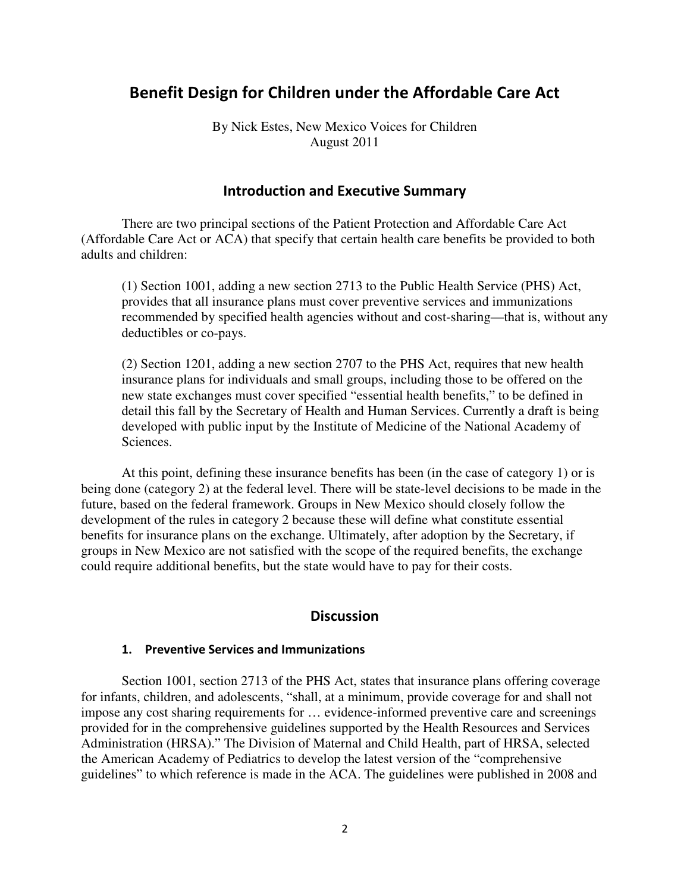# Benefit Design for Children under the Affordable Care Act

By Nick Estes, New Mexico Voices for Children
August 2011

## Introduction and Executive Summary

There are two principal sections of the Patient Protection and Affordable Care Act (Affordable Care Act or ACA) that specify that certain health care benefits be provided to both adults and children:

(1) Section 1001, adding a new section 2713 to the Public Health Service (PHS) Act, provides that all insurance plans must cover preventive services and immunizations recommended by specified health agencies without and cost-sharing—that is, without any deductibles or co-pays.

(2) Section 1201, adding a new section 2707 to the PHS Act, requires that new health insurance plans for individuals and small groups, including those to be offered on the new state exchanges must cover specified "essential health benefits," to be defined in detail this fall by the Secretary of Health and Human Services. Currently a draft is being developed with public input by the Institute of Medicine of the National Academy of Sciences.

At this point, defining these insurance benefits has been (in the case of category 1) or is being done (category 2) at the federal level. There will be state-level decisions to be made in the future, based on the federal framework. Groups in New Mexico should closely follow the development of the rules in category 2 because these will define what constitute essential benefits for insurance plans on the exchange. Ultimately, after adoption by the Secretary, if groups in New Mexico are not satisfied with the scope of the required benefits, the exchange could require additional benefits, but the state would have to pay for their costs.

## Discussion

### 1. Preventive Services and Immunizations

Section 1001, section 2713 of the PHS Act, states that insurance plans offering coverage for infants, children, and adolescents, "shall, at a minimum, provide coverage for and shall not impose any cost sharing requirements for … evidence-informed preventive care and screenings provided for in the comprehensive guidelines supported by the Health Resources and Services Administration (HRSA)." The Division of Maternal and Child Health, part of HRSA, selected the American Academy of Pediatrics to develop the latest version of the "comprehensive guidelines" to which reference is made in the ACA. The guidelines were published in 2008 and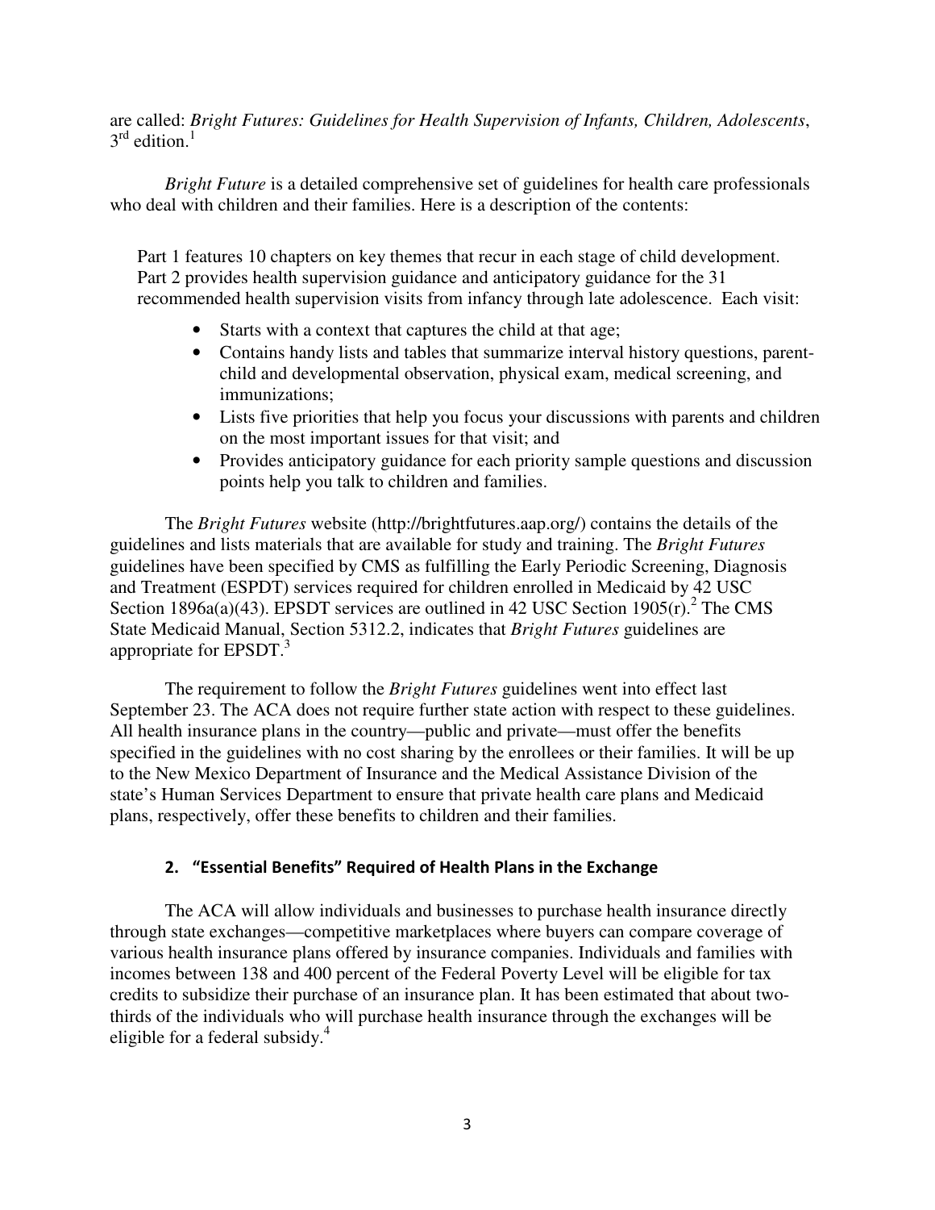are called: *Bright Futures: Guidelines for Health Supervision of Infants, Children, Adolescents*, 3rd edition.[1]

*Bright Future* is a detailed comprehensive set of guidelines for health care professionals who deal with children and their families. Here is a description of the contents:

> Part 1 features 10 chapters on key themes that recur in each stage of child development. Part 2 provides health supervision guidance and anticipatory guidance for the 31 recommended health supervision visits from infancy through late adolescence. Each visit:
>
> - Starts with a context that captures the child at that age;
> - Contains handy lists and tables that summarize interval history questions, parent-child and developmental observation, physical exam, medical screening, and immunizations;
> - Lists five priorities that help you focus your discussions with parents and children on the most important issues for that visit; and
> - Provides anticipatory guidance for each priority sample questions and discussion points help you talk to children and families.

The *Bright Futures* website (http://brightfutures.aap.org/) contains the details of the guidelines and lists materials that are available for study and training. The *Bright Futures* guidelines have been specified by CMS as fulfilling the Early Periodic Screening, Diagnosis and Treatment (ESPDT) services required for children enrolled in Medicaid by 42 USC Section 1896a(a)(43). EPSDT services are outlined in 42 USC Section 1905(r).[2] The CMS State Medicaid Manual, Section 5312.2, indicates that *Bright Futures* guidelines are appropriate for EPSDT.[3]

The requirement to follow the *Bright Futures* guidelines went into effect last September 23. The ACA does not require further state action with respect to these guidelines. All health insurance plans in the country—public and private—must offer the benefits specified in the guidelines with no cost sharing by the enrollees or their families. It will be up to the New Mexico Department of Insurance and the Medical Assistance Division of the state's Human Services Department to ensure that private health care plans and Medicaid plans, respectively, offer these benefits to children and their families.

## 2. "Essential Benefits" Required of Health Plans in the Exchange

The ACA will allow individuals and businesses to purchase health insurance directly through state exchanges—competitive marketplaces where buyers can compare coverage of various health insurance plans offered by insurance companies. Individuals and families with incomes between 138 and 400 percent of the Federal Poverty Level will be eligible for tax credits to subsidize their purchase of an insurance plan. It has been estimated that about two-thirds of the individuals who will purchase health insurance through the exchanges will be eligible for a federal subsidy.[4]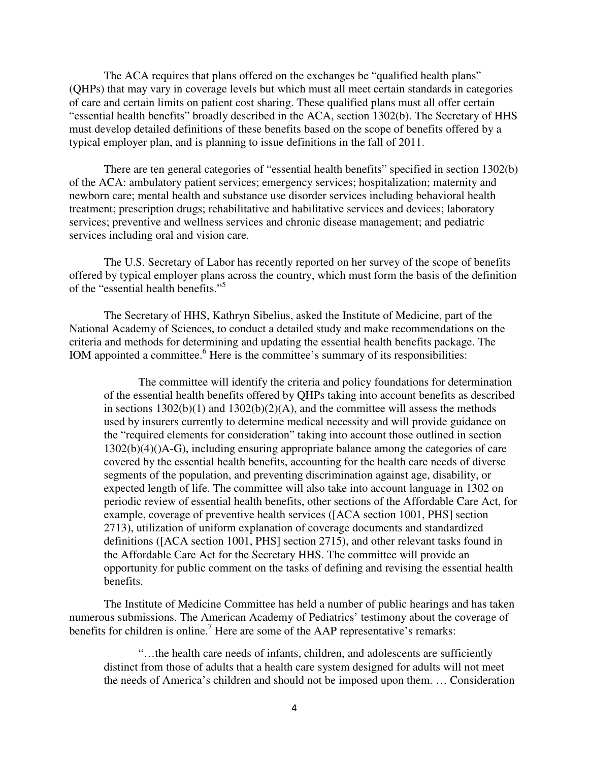The ACA requires that plans offered on the exchanges be "qualified health plans" (QHPs) that may vary in coverage levels but which must all meet certain standards in categories of care and certain limits on patient cost sharing. These qualified plans must all offer certain "essential health benefits" broadly described in the ACA, section 1302(b). The Secretary of HHS must develop detailed definitions of these benefits based on the scope of benefits offered by a typical employer plan, and is planning to issue definitions in the fall of 2011.

There are ten general categories of "essential health benefits" specified in section 1302(b) of the ACA: ambulatory patient services; emergency services; hospitalization; maternity and newborn care; mental health and substance use disorder services including behavioral health treatment; prescription drugs; rehabilitative and habilitative services and devices; laboratory services; preventive and wellness services and chronic disease management; and pediatric services including oral and vision care.

The U.S. Secretary of Labor has recently reported on her survey of the scope of benefits offered by typical employer plans across the country, which must form the basis of the definition of the "essential health benefits."[5]

The Secretary of HHS, Kathryn Sibelius, asked the Institute of Medicine, part of the National Academy of Sciences, to conduct a detailed study and make recommendations on the criteria and methods for determining and updating the essential health benefits package. The IOM appointed a committee.[6] Here is the committee's summary of its responsibilities:

> The committee will identify the criteria and policy foundations for determination of the essential health benefits offered by QHPs taking into account benefits as described in sections 1302(b)(1) and 1302(b)(2)(A), and the committee will assess the methods used by insurers currently to determine medical necessity and will provide guidance on the "required elements for consideration" taking into account those outlined in section 1302(b)(4)()A-G), including ensuring appropriate balance among the categories of care covered by the essential health benefits, accounting for the health care needs of diverse segments of the population, and preventing discrimination against age, disability, or expected length of life. The committee will also take into account language in 1302 on periodic review of essential health benefits, other sections of the Affordable Care Act, for example, coverage of preventive health services ([ACA section 1001, PHS] section 2713), utilization of uniform explanation of coverage documents and standardized definitions ([ACA section 1001, PHS] section 2715), and other relevant tasks found in the Affordable Care Act for the Secretary HHS. The committee will provide an opportunity for public comment on the tasks of defining and revising the essential health benefits.

The Institute of Medicine Committee has held a number of public hearings and has taken numerous submissions. The American Academy of Pediatrics' testimony about the coverage of benefits for children is online.[7] Here are some of the AAP representative's remarks:

> "…the health care needs of infants, children, and adolescents are sufficiently distinct from those of adults that a health care system designed for adults will not meet the needs of America's children and should not be imposed upon them. … Consideration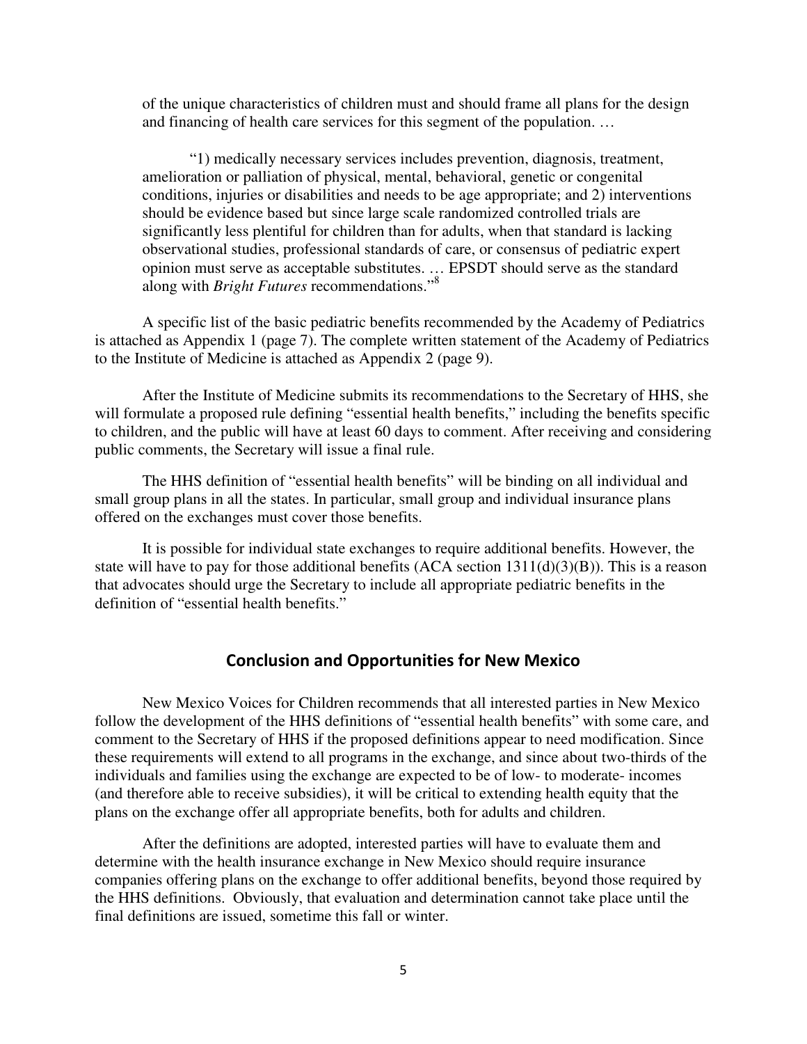of the unique characteristics of children must and should frame all plans for the design and financing of health care services for this segment of the population. …

> "1) medically necessary services includes prevention, diagnosis, treatment, amelioration or palliation of physical, mental, behavioral, genetic or congenital conditions, injuries or disabilities and needs to be age appropriate; and 2) interventions should be evidence based but since large scale randomized controlled trials are significantly less plentiful for children than for adults, when that standard is lacking observational studies, professional standards of care, or consensus of pediatric expert opinion must serve as acceptable substitutes. … EPSDT should serve as the standard along with *Bright Futures* recommendations."[8]

A specific list of the basic pediatric benefits recommended by the Academy of Pediatrics is attached as Appendix 1 (page 7). The complete written statement of the Academy of Pediatrics to the Institute of Medicine is attached as Appendix 2 (page 9).

After the Institute of Medicine submits its recommendations to the Secretary of HHS, she will formulate a proposed rule defining "essential health benefits," including the benefits specific to children, and the public will have at least 60 days to comment. After receiving and considering public comments, the Secretary will issue a final rule.

The HHS definition of "essential health benefits" will be binding on all individual and small group plans in all the states. In particular, small group and individual insurance plans offered on the exchanges must cover those benefits.

It is possible for individual state exchanges to require additional benefits. However, the state will have to pay for those additional benefits (ACA section 1311(d)(3)(B)). This is a reason that advocates should urge the Secretary to include all appropriate pediatric benefits in the definition of "essential health benefits."

## Conclusion and Opportunities for New Mexico

New Mexico Voices for Children recommends that all interested parties in New Mexico follow the development of the HHS definitions of "essential health benefits" with some care, and comment to the Secretary of HHS if the proposed definitions appear to need modification. Since these requirements will extend to all programs in the exchange, and since about two-thirds of the individuals and families using the exchange are expected to be of low- to moderate- incomes (and therefore able to receive subsidies), it will be critical to extending health equity that the plans on the exchange offer all appropriate benefits, both for adults and children.

After the definitions are adopted, interested parties will have to evaluate them and determine with the health insurance exchange in New Mexico should require insurance companies offering plans on the exchange to offer additional benefits, beyond those required by the HHS definitions. Obviously, that evaluation and determination cannot take place until the final definitions are issued, sometime this fall or winter.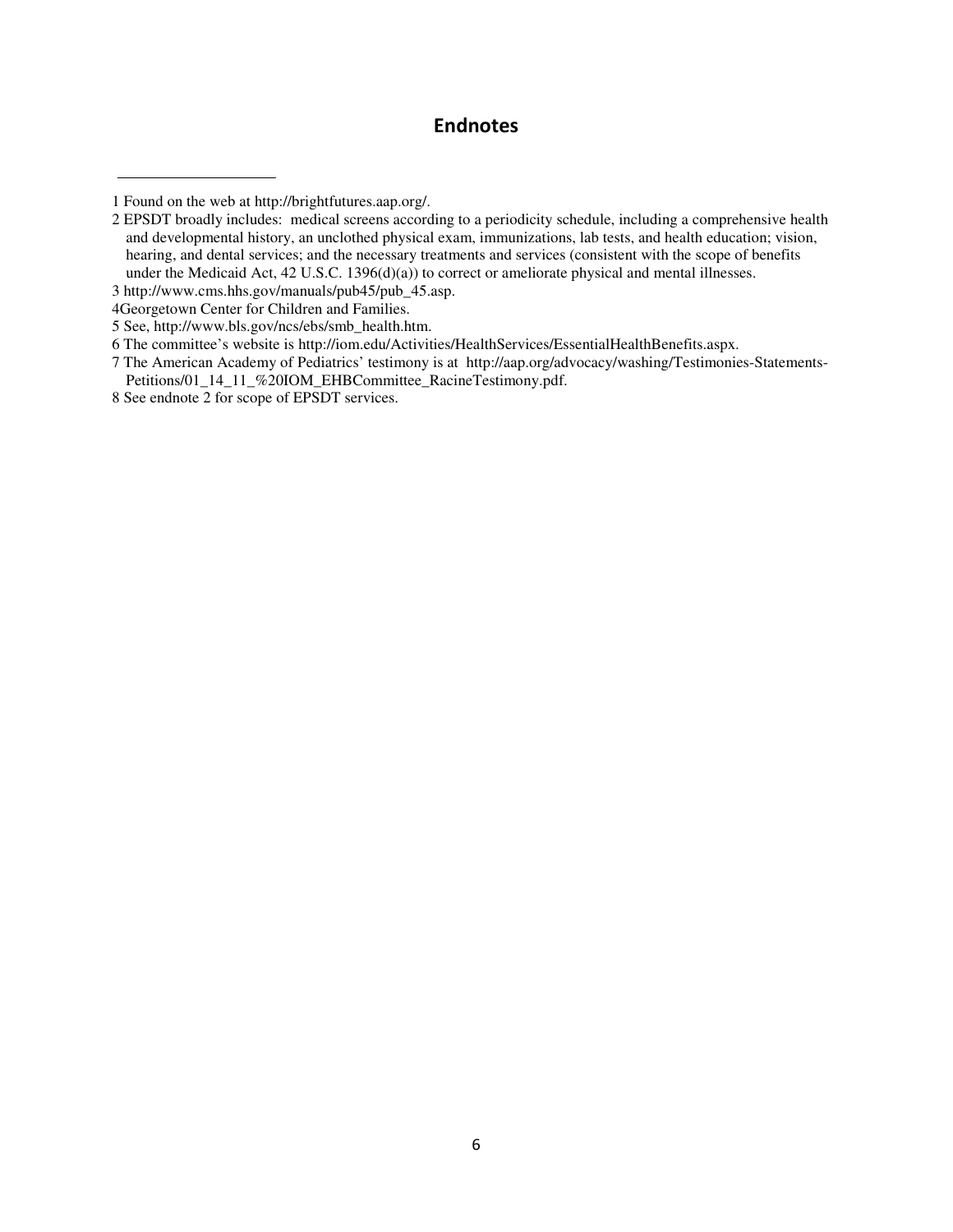## Endnotes

1 Found on the web at http://brightfutures.aap.org/.

2 EPSDT broadly includes: medical screens according to a periodicity schedule, including a comprehensive health and developmental history, an unclothed physical exam, immunizations, lab tests, and health education; vision, hearing, and dental services; and the necessary treatments and services (consistent with the scope of benefits under the Medicaid Act, 42 U.S.C. 1396(d)(a)) to correct or ameliorate physical and mental illnesses.

3 http://www.cms.hhs.gov/manuals/pub45/pub_45.asp.

4Georgetown Center for Children and Families.

5 See, http://www.bls.gov/ncs/ebs/smb_health.htm.

6 The committee's website is http://iom.edu/Activities/HealthServices/EssentialHealthBenefits.aspx.

7 The American Academy of Pediatrics' testimony is at http://aap.org/advocacy/washing/Testimonies-Statements-Petitions/01_14_11_%20IOM_EHBCommittee_RacineTestimony.pdf.

8 See endnote 2 for scope of EPSDT services.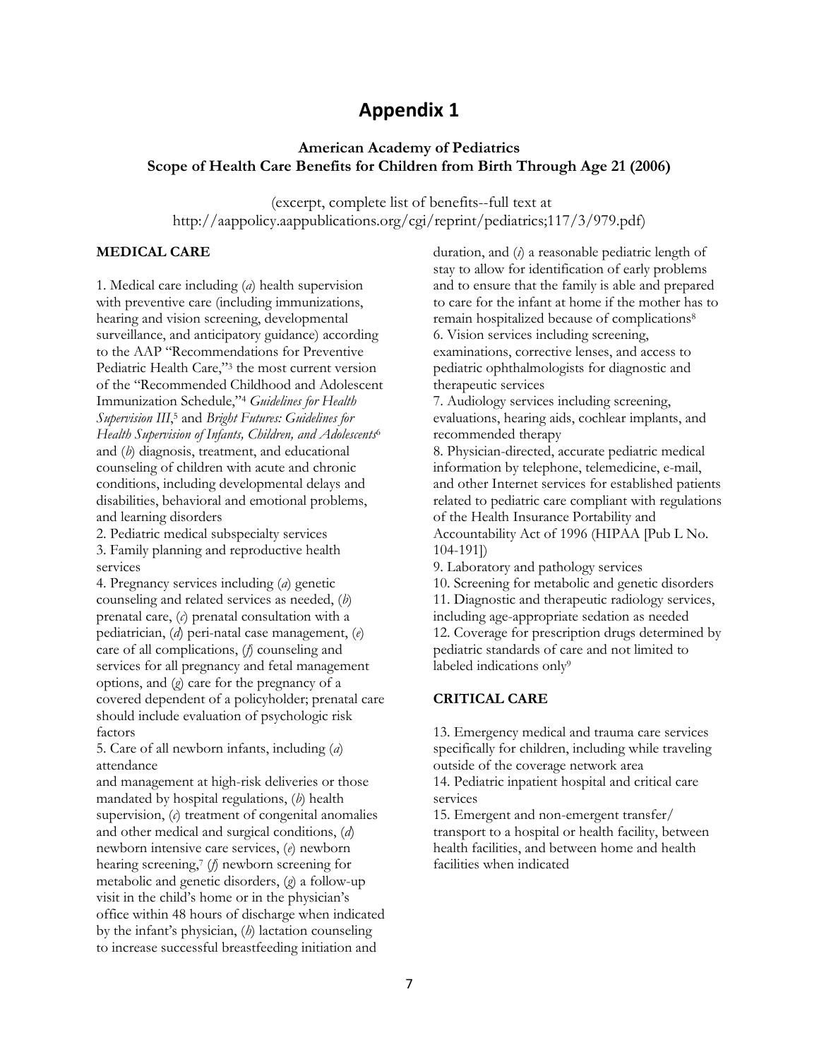# Appendix 1

### American Academy of Pediatrics
### Scope of Health Care Benefits for Children from Birth Through Age 21 (2006)

(excerpt, complete list of benefits--full text at http://aappolicy.aappublications.org/cgi/reprint/pediatrics;117/3/979.pdf)

**MEDICAL CARE**

1. Medical care including (*a*) health supervision with preventive care (including immunizations, hearing and vision screening, developmental surveillance, and anticipatory guidance) according to the AAP "Recommendations for Preventive Pediatric Health Care,"[3] the most current version of the "Recommended Childhood and Adolescent Immunization Schedule,"[4] *Guidelines for Health Supervision III*,[5] and *Bright Futures: Guidelines for Health Supervision of Infants, Children, and Adolescents*[6] and (*b*) diagnosis, treatment, and educational counseling of children with acute and chronic conditions, including developmental delays and disabilities, behavioral and emotional problems, and learning disorders
2. Pediatric medical subspecialty services
3. Family planning and reproductive health services
4. Pregnancy services including (*a*) genetic counseling and related services as needed, (*b*) prenatal care, (*c*) prenatal consultation with a pediatrician, (*d*) peri-natal case management, (*e*) care of all complications, (*f*) counseling and services for all pregnancy and fetal management options, and (*g*) care for the pregnancy of a covered dependent of a policyholder; prenatal care should include evaluation of psychologic risk factors
5. Care of all newborn infants, including (*a*) attendance and management at high-risk deliveries or those mandated by hospital regulations, (*b*) health supervision, (*c*) treatment of congenital anomalies and other medical and surgical conditions, (*d*) newborn intensive care services, (*e*) newborn hearing screening,[7] (*f*) newborn screening for metabolic and genetic disorders, (*g*) a follow-up visit in the child's home or in the physician's office within 48 hours of discharge when indicated by the infant's physician, (*h*) lactation counseling to increase successful breastfeeding initiation and duration, and (*i*) a reasonable pediatric length of stay to allow for identification of early problems and to ensure that the family is able and prepared to care for the infant at home if the mother has to remain hospitalized because of complications[8]
6. Vision services including screening, examinations, corrective lenses, and access to pediatric ophthalmologists for diagnostic and therapeutic services
7. Audiology services including screening, evaluations, hearing aids, cochlear implants, and recommended therapy
8. Physician-directed, accurate pediatric medical information by telephone, telemedicine, e-mail, and other Internet services for established patients related to pediatric care compliant with regulations of the Health Insurance Portability and Accountability Act of 1996 (HIPAA [Pub L No. 104-191])
9. Laboratory and pathology services
10. Screening for metabolic and genetic disorders
11. Diagnostic and therapeutic radiology services, including age-appropriate sedation as needed
12. Coverage for prescription drugs determined by pediatric standards of care and not limited to labeled indications only[9]

**CRITICAL CARE**

13. Emergency medical and trauma care services specifically for children, including while traveling outside of the coverage network area
14. Pediatric inpatient hospital and critical care services
15. Emergent and non-emergent transfer/ transport to a hospital or health facility, between health facilities, and between home and health facilities when indicated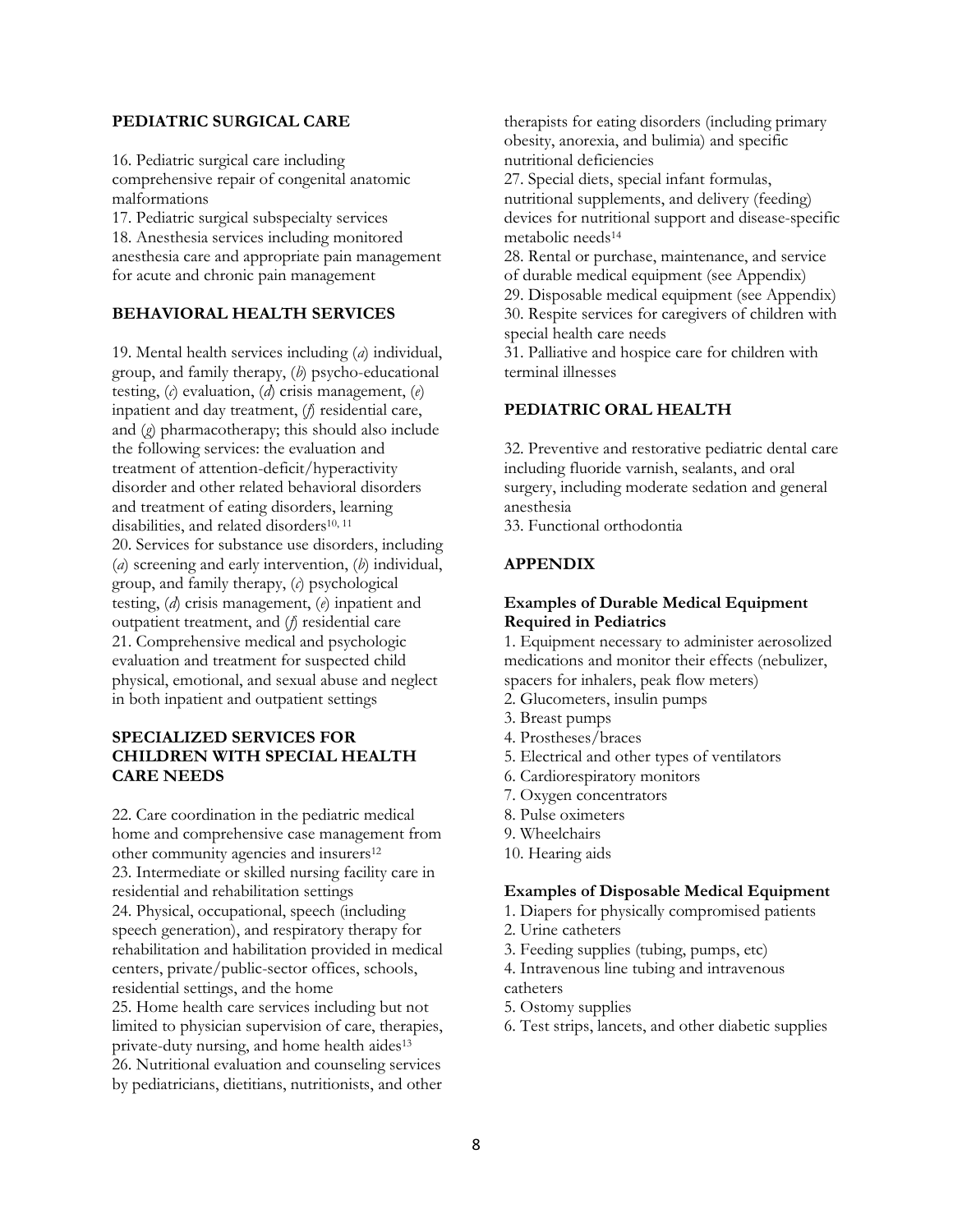## PEDIATRIC SURGICAL CARE

16. Pediatric surgical care including comprehensive repair of congenital anatomic malformations
17. Pediatric surgical subspecialty services
18. Anesthesia services including monitored anesthesia care and appropriate pain management for acute and chronic pain management

## BEHAVIORAL HEALTH SERVICES

19. Mental health services including (*a*) individual, group, and family therapy, (*b*) psycho-educational testing, (*c*) evaluation, (*d*) crisis management, (*e*) inpatient and day treatment, (*f*) residential care, and (*g*) pharmacotherapy; this should also include the following services: the evaluation and treatment of attention-deficit/hyperactivity disorder and other related behavioral disorders and treatment of eating disorders, learning disabilities, and related disorders[10, 11]
20. Services for substance use disorders, including (*a*) screening and early intervention, (*b*) individual, group, and family therapy, (*c*) psychological testing, (*d*) crisis management, (*e*) inpatient and outpatient treatment, and (*f*) residential care
21. Comprehensive medical and psychologic evaluation and treatment for suspected child physical, emotional, and sexual abuse and neglect in both inpatient and outpatient settings

## SPECIALIZED SERVICES FOR CHILDREN WITH SPECIAL HEALTH CARE NEEDS

22. Care coordination in the pediatric medical home and comprehensive case management from other community agencies and insurers[12]
23. Intermediate or skilled nursing facility care in residential and rehabilitation settings
24. Physical, occupational, speech (including speech generation), and respiratory therapy for rehabilitation and habilitation provided in medical centers, private/public-sector offices, schools, residential settings, and the home
25. Home health care services including but not limited to physician supervision of care, therapies, private-duty nursing, and home health aides[13]
26. Nutritional evaluation and counseling services by pediatricians, dietitians, nutritionists, and other therapists for eating disorders (including primary obesity, anorexia, and bulimia) and specific nutritional deficiencies
27. Special diets, special infant formulas, nutritional supplements, and delivery (feeding) devices for nutritional support and disease-specific metabolic needs[14]
28. Rental or purchase, maintenance, and service of durable medical equipment (see Appendix)
29. Disposable medical equipment (see Appendix)
30. Respite services for caregivers of children with special health care needs
31. Palliative and hospice care for children with terminal illnesses

## PEDIATRIC ORAL HEALTH

32. Preventive and restorative pediatric dental care including fluoride varnish, sealants, and oral surgery, including moderate sedation and general anesthesia
33. Functional orthodontia

## APPENDIX

### Examples of Durable Medical Equipment Required in Pediatrics

1. Equipment necessary to administer aerosolized medications and monitor their effects (nebulizer, spacers for inhalers, peak flow meters)
2. Glucometers, insulin pumps
3. Breast pumps
4. Prostheses/braces
5. Electrical and other types of ventilators
6. Cardiorespiratory monitors
7. Oxygen concentrators
8. Pulse oximeters
9. Wheelchairs
10. Hearing aids

### Examples of Disposable Medical Equipment

1. Diapers for physically compromised patients
2. Urine catheters
3. Feeding supplies (tubing, pumps, etc)
4. Intravenous line tubing and intravenous catheters
5. Ostomy supplies
6. Test strips, lancets, and other diabetic supplies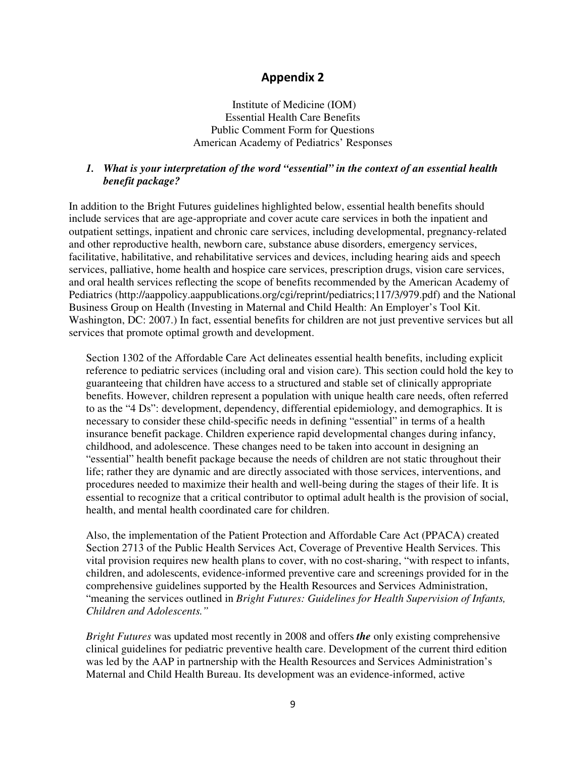# Appendix 2

Institute of Medicine (IOM)
Essential Health Care Benefits
Public Comment Form for Questions
American Academy of Pediatrics' Responses

## *1. What is your interpretation of the word "essential" in the context of an essential health benefit package?*

In addition to the Bright Futures guidelines highlighted below, essential health benefits should include services that are age-appropriate and cover acute care services in both the inpatient and outpatient settings, inpatient and chronic care services, including developmental, pregnancy-related and other reproductive health, newborn care, substance abuse disorders, emergency services, facilitative, habilitative, and rehabilitative services and devices, including hearing aids and speech services, palliative, home health and hospice care services, prescription drugs, vision care services, and oral health services reflecting the scope of benefits recommended by the American Academy of Pediatrics (http://aappolicy.aappublications.org/cgi/reprint/pediatrics;117/3/979.pdf) and the National Business Group on Health (Investing in Maternal and Child Health: An Employer's Tool Kit. Washington, DC: 2007.) In fact, essential benefits for children are not just preventive services but all services that promote optimal growth and development.

Section 1302 of the Affordable Care Act delineates essential health benefits, including explicit reference to pediatric services (including oral and vision care). This section could hold the key to guaranteeing that children have access to a structured and stable set of clinically appropriate benefits. However, children represent a population with unique health care needs, often referred to as the "4 Ds": development, dependency, differential epidemiology, and demographics. It is necessary to consider these child-specific needs in defining "essential" in terms of a health insurance benefit package. Children experience rapid developmental changes during infancy, childhood, and adolescence. These changes need to be taken into account in designing an "essential" health benefit package because the needs of children are not static throughout their life; rather they are dynamic and are directly associated with those services, interventions, and procedures needed to maximize their health and well-being during the stages of their life. It is essential to recognize that a critical contributor to optimal adult health is the provision of social, health, and mental health coordinated care for children.

Also, the implementation of the Patient Protection and Affordable Care Act (PPACA) created Section 2713 of the Public Health Services Act, Coverage of Preventive Health Services. This vital provision requires new health plans to cover, with no cost-sharing, "with respect to infants, children, and adolescents, evidence-informed preventive care and screenings provided for in the comprehensive guidelines supported by the Health Resources and Services Administration, "meaning the services outlined in *Bright Futures: Guidelines for Health Supervision of Infants, Children and Adolescents."*

*Bright Futures* was updated most recently in 2008 and offers ***the*** only existing comprehensive clinical guidelines for pediatric preventive health care. Development of the current third edition was led by the AAP in partnership with the Health Resources and Services Administration's Maternal and Child Health Bureau. Its development was an evidence-informed, active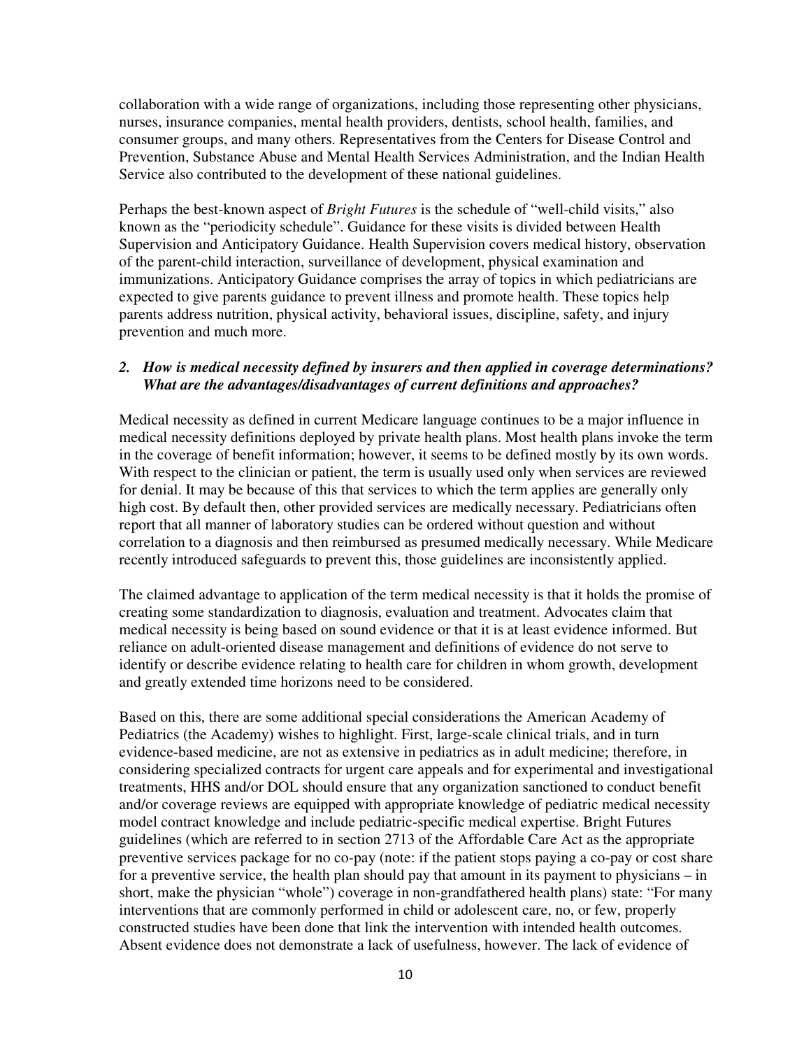collaboration with a wide range of organizations, including those representing other physicians, nurses, insurance companies, mental health providers, dentists, school health, families, and consumer groups, and many others. Representatives from the Centers for Disease Control and Prevention, Substance Abuse and Mental Health Services Administration, and the Indian Health Service also contributed to the development of these national guidelines.

Perhaps the best-known aspect of *Bright Futures* is the schedule of "well-child visits," also known as the "periodicity schedule". Guidance for these visits is divided between Health Supervision and Anticipatory Guidance. Health Supervision covers medical history, observation of the parent-child interaction, surveillance of development, physical examination and immunizations. Anticipatory Guidance comprises the array of topics in which pediatricians are expected to give parents guidance to prevent illness and promote health. These topics help parents address nutrition, physical activity, behavioral issues, discipline, safety, and injury prevention and much more.

2. ***How is medical necessity defined by insurers and then applied in coverage determinations? What are the advantages/disadvantages of current definitions and approaches?***

Medical necessity as defined in current Medicare language continues to be a major influence in medical necessity definitions deployed by private health plans. Most health plans invoke the term in the coverage of benefit information; however, it seems to be defined mostly by its own words. With respect to the clinician or patient, the term is usually used only when services are reviewed for denial. It may be because of this that services to which the term applies are generally only high cost. By default then, other provided services are medically necessary. Pediatricians often report that all manner of laboratory studies can be ordered without question and without correlation to a diagnosis and then reimbursed as presumed medically necessary. While Medicare recently introduced safeguards to prevent this, those guidelines are inconsistently applied.

The claimed advantage to application of the term medical necessity is that it holds the promise of creating some standardization to diagnosis, evaluation and treatment. Advocates claim that medical necessity is being based on sound evidence or that it is at least evidence informed. But reliance on adult-oriented disease management and definitions of evidence do not serve to identify or describe evidence relating to health care for children in whom growth, development and greatly extended time horizons need to be considered.

Based on this, there are some additional special considerations the American Academy of Pediatrics (the Academy) wishes to highlight. First, large-scale clinical trials, and in turn evidence-based medicine, are not as extensive in pediatrics as in adult medicine; therefore, in considering specialized contracts for urgent care appeals and for experimental and investigational treatments, HHS and/or DOL should ensure that any organization sanctioned to conduct benefit and/or coverage reviews are equipped with appropriate knowledge of pediatric medical necessity model contract knowledge and include pediatric-specific medical expertise. Bright Futures guidelines (which are referred to in section 2713 of the Affordable Care Act as the appropriate preventive services package for no co-pay (note: if the patient stops paying a co-pay or cost share for a preventive service, the health plan should pay that amount in its payment to physicians – in short, make the physician "whole") coverage in non-grandfathered health plans) state: "For many interventions that are commonly performed in child or adolescent care, no, or few, properly constructed studies have been done that link the intervention with intended health outcomes. Absent evidence does not demonstrate a lack of usefulness, however. The lack of evidence of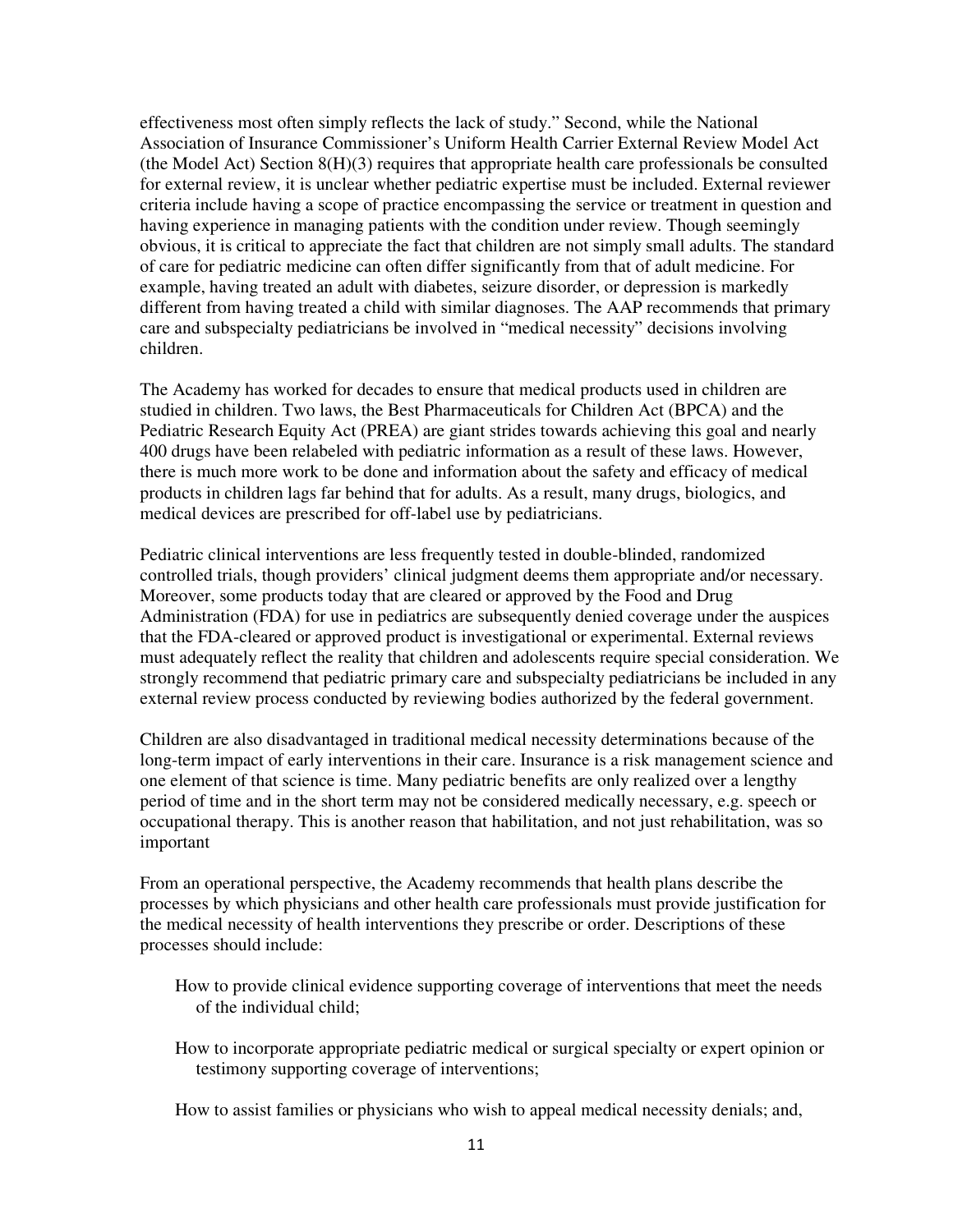effectiveness most often simply reflects the lack of study." Second, while the National Association of Insurance Commissioner's Uniform Health Carrier External Review Model Act (the Model Act) Section 8(H)(3) requires that appropriate health care professionals be consulted for external review, it is unclear whether pediatric expertise must be included. External reviewer criteria include having a scope of practice encompassing the service or treatment in question and having experience in managing patients with the condition under review. Though seemingly obvious, it is critical to appreciate the fact that children are not simply small adults. The standard of care for pediatric medicine can often differ significantly from that of adult medicine. For example, having treated an adult with diabetes, seizure disorder, or depression is markedly different from having treated a child with similar diagnoses. The AAP recommends that primary care and subspecialty pediatricians be involved in "medical necessity" decisions involving children.

The Academy has worked for decades to ensure that medical products used in children are studied in children. Two laws, the Best Pharmaceuticals for Children Act (BPCA) and the Pediatric Research Equity Act (PREA) are giant strides towards achieving this goal and nearly 400 drugs have been relabeled with pediatric information as a result of these laws. However, there is much more work to be done and information about the safety and efficacy of medical products in children lags far behind that for adults. As a result, many drugs, biologics, and medical devices are prescribed for off-label use by pediatricians.

Pediatric clinical interventions are less frequently tested in double-blinded, randomized controlled trials, though providers' clinical judgment deems them appropriate and/or necessary. Moreover, some products today that are cleared or approved by the Food and Drug Administration (FDA) for use in pediatrics are subsequently denied coverage under the auspices that the FDA-cleared or approved product is investigational or experimental. External reviews must adequately reflect the reality that children and adolescents require special consideration. We strongly recommend that pediatric primary care and subspecialty pediatricians be included in any external review process conducted by reviewing bodies authorized by the federal government.

Children are also disadvantaged in traditional medical necessity determinations because of the long-term impact of early interventions in their care. Insurance is a risk management science and one element of that science is time. Many pediatric benefits are only realized over a lengthy period of time and in the short term may not be considered medically necessary, e.g. speech or occupational therapy. This is another reason that habilitation, and not just rehabilitation, was so important

From an operational perspective, the Academy recommends that health plans describe the processes by which physicians and other health care professionals must provide justification for the medical necessity of health interventions they prescribe or order. Descriptions of these processes should include:

- How to provide clinical evidence supporting coverage of interventions that meet the needs of the individual child;
- How to incorporate appropriate pediatric medical or surgical specialty or expert opinion or testimony supporting coverage of interventions;
- How to assist families or physicians who wish to appeal medical necessity denials; and,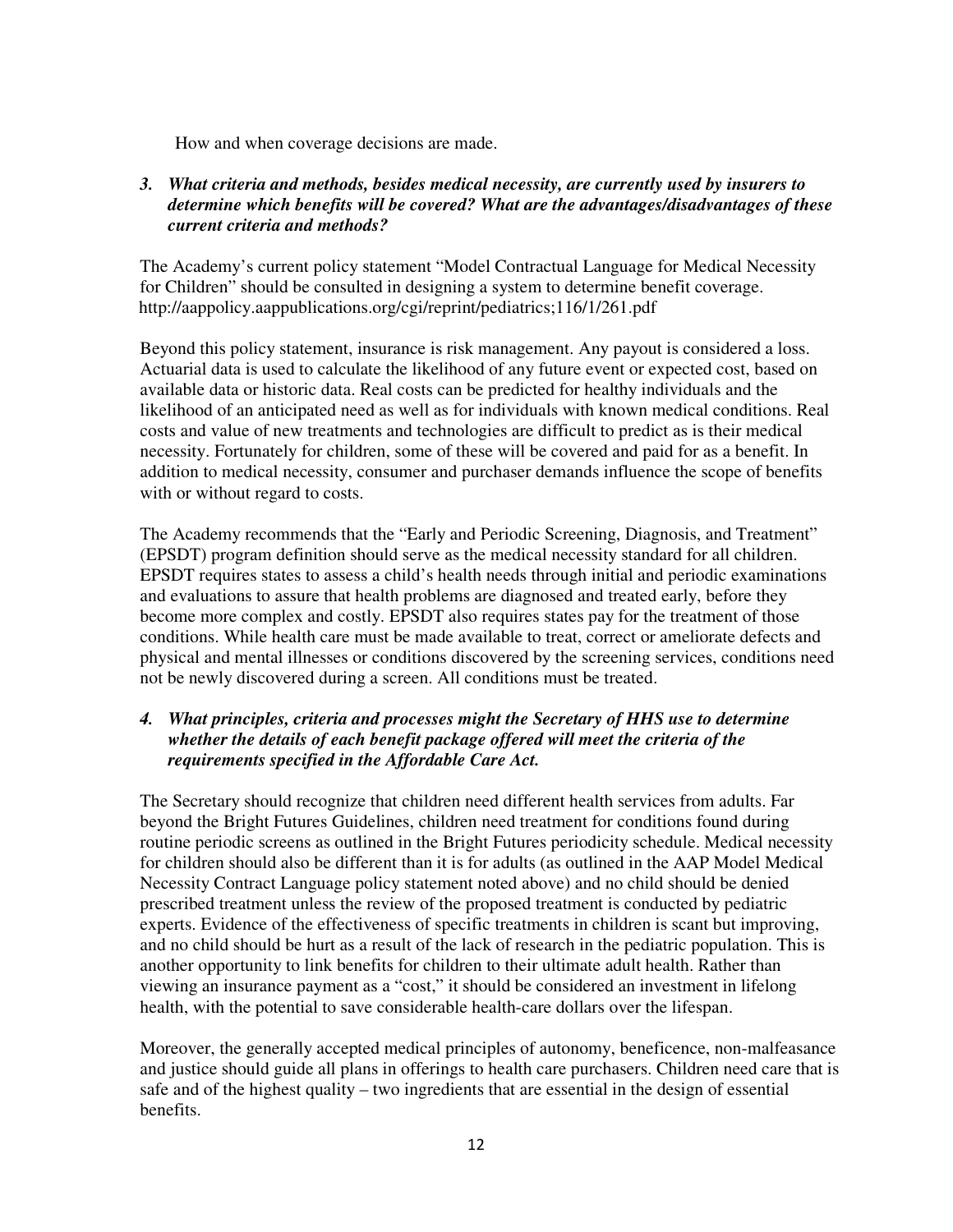How and when coverage decisions are made.

***3. What criteria and methods, besides medical necessity, are currently used by insurers to determine which benefits will be covered? What are the advantages/disadvantages of these current criteria and methods?***

The Academy's current policy statement "Model Contractual Language for Medical Necessity for Children" should be consulted in designing a system to determine benefit coverage. http://aappolicy.aappublications.org/cgi/reprint/pediatrics;116/1/261.pdf

Beyond this policy statement, insurance is risk management. Any payout is considered a loss. Actuarial data is used to calculate the likelihood of any future event or expected cost, based on available data or historic data. Real costs can be predicted for healthy individuals and the likelihood of an anticipated need as well as for individuals with known medical conditions. Real costs and value of new treatments and technologies are difficult to predict as is their medical necessity. Fortunately for children, some of these will be covered and paid for as a benefit. In addition to medical necessity, consumer and purchaser demands influence the scope of benefits with or without regard to costs.

The Academy recommends that the "Early and Periodic Screening, Diagnosis, and Treatment" (EPSDT) program definition should serve as the medical necessity standard for all children. EPSDT requires states to assess a child's health needs through initial and periodic examinations and evaluations to assure that health problems are diagnosed and treated early, before they become more complex and costly. EPSDT also requires states pay for the treatment of those conditions. While health care must be made available to treat, correct or ameliorate defects and physical and mental illnesses or conditions discovered by the screening services, conditions need not be newly discovered during a screen. All conditions must be treated.

***4. What principles, criteria and processes might the Secretary of HHS use to determine whether the details of each benefit package offered will meet the criteria of the requirements specified in the Affordable Care Act.***

The Secretary should recognize that children need different health services from adults. Far beyond the Bright Futures Guidelines, children need treatment for conditions found during routine periodic screens as outlined in the Bright Futures periodicity schedule. Medical necessity for children should also be different than it is for adults (as outlined in the AAP Model Medical Necessity Contract Language policy statement noted above) and no child should be denied prescribed treatment unless the review of the proposed treatment is conducted by pediatric experts. Evidence of the effectiveness of specific treatments in children is scant but improving, and no child should be hurt as a result of the lack of research in the pediatric population. This is another opportunity to link benefits for children to their ultimate adult health. Rather than viewing an insurance payment as a "cost," it should be considered an investment in lifelong health, with the potential to save considerable health-care dollars over the lifespan.

Moreover, the generally accepted medical principles of autonomy, beneficence, non-malfeasance and justice should guide all plans in offerings to health care purchasers. Children need care that is safe and of the highest quality – two ingredients that are essential in the design of essential benefits.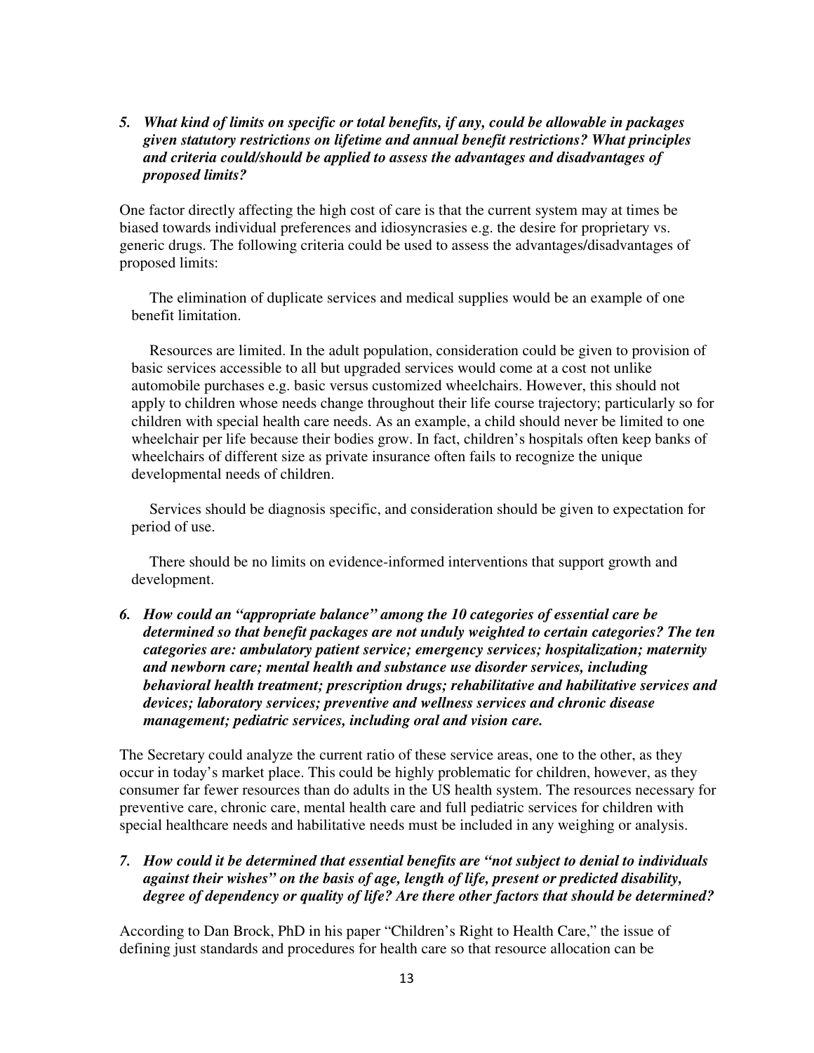*5. What kind of limits on specific or total benefits, if any, could be allowable in packages given statutory restrictions on lifetime and annual benefit restrictions? What principles and criteria could/should be applied to assess the advantages and disadvantages of proposed limits?*

One factor directly affecting the high cost of care is that the current system may at times be biased towards individual preferences and idiosyncrasies e.g. the desire for proprietary vs. generic drugs. The following criteria could be used to assess the advantages/disadvantages of proposed limits:

- The elimination of duplicate services and medical supplies would be an example of one benefit limitation.

- Resources are limited. In the adult population, consideration could be given to provision of basic services accessible to all but upgraded services would come at a cost not unlike automobile purchases e.g. basic versus customized wheelchairs. However, this should not apply to children whose needs change throughout their life course trajectory; particularly so for children with special health care needs. As an example, a child should never be limited to one wheelchair per life because their bodies grow. In fact, children's hospitals often keep banks of wheelchairs of different size as private insurance often fails to recognize the unique developmental needs of children.

- Services should be diagnosis specific, and consideration should be given to expectation for period of use.

- There should be no limits on evidence-informed interventions that support growth and development.

*6. How could an "appropriate balance" among the 10 categories of essential care be determined so that benefit packages are not unduly weighted to certain categories? The ten categories are: ambulatory patient service; emergency services; hospitalization; maternity and newborn care; mental health and substance use disorder services, including behavioral health treatment; prescription drugs; rehabilitative and habilitative services and devices; laboratory services; preventive and wellness services and chronic disease management; pediatric services, including oral and vision care.*

The Secretary could analyze the current ratio of these service areas, one to the other, as they occur in today's market place. This could be highly problematic for children, however, as they consumer far fewer resources than do adults in the US health system. The resources necessary for preventive care, chronic care, mental health care and full pediatric services for children with special healthcare needs and habilitative needs must be included in any weighing or analysis.

*7. How could it be determined that essential benefits are "not subject to denial to individuals against their wishes" on the basis of age, length of life, present or predicted disability, degree of dependency or quality of life? Are there other factors that should be determined?*

According to Dan Brock, PhD in his paper "Children's Right to Health Care," the issue of defining just standards and procedures for health care so that resource allocation can be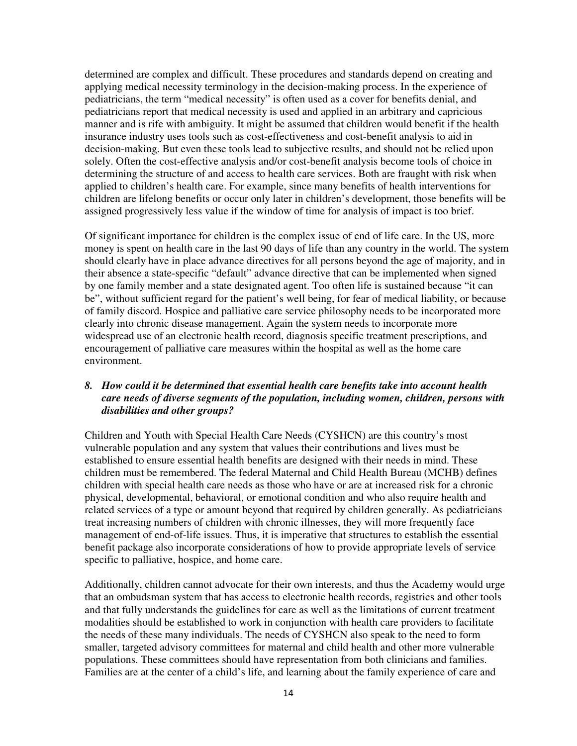determined are complex and difficult. These procedures and standards depend on creating and applying medical necessity terminology in the decision-making process. In the experience of pediatricians, the term "medical necessity" is often used as a cover for benefits denial, and pediatricians report that medical necessity is used and applied in an arbitrary and capricious manner and is rife with ambiguity. It might be assumed that children would benefit if the health insurance industry uses tools such as cost-effectiveness and cost-benefit analysis to aid in decision-making. But even these tools lead to subjective results, and should not be relied upon solely. Often the cost-effective analysis and/or cost-benefit analysis become tools of choice in determining the structure of and access to health care services. Both are fraught with risk when applied to children's health care. For example, since many benefits of health interventions for children are lifelong benefits or occur only later in children's development, those benefits will be assigned progressively less value if the window of time for analysis of impact is too brief.

Of significant importance for children is the complex issue of end of life care. In the US, more money is spent on health care in the last 90 days of life than any country in the world. The system should clearly have in place advance directives for all persons beyond the age of majority, and in their absence a state-specific "default" advance directive that can be implemented when signed by one family member and a state designated agent. Too often life is sustained because "it can be", without sufficient regard for the patient's well being, for fear of medical liability, or because of family discord. Hospice and palliative care service philosophy needs to be incorporated more clearly into chronic disease management. Again the system needs to incorporate more widespread use of an electronic health record, diagnosis specific treatment prescriptions, and encouragement of palliative care measures within the hospital as well as the home care environment.

8. ***How could it be determined that essential health care benefits take into account health care needs of diverse segments of the population, including women, children, persons with disabilities and other groups?***

Children and Youth with Special Health Care Needs (CYSHCN) are this country's most vulnerable population and any system that values their contributions and lives must be established to ensure essential health benefits are designed with their needs in mind. These children must be remembered. The federal Maternal and Child Health Bureau (MCHB) defines children with special health care needs as those who have or are at increased risk for a chronic physical, developmental, behavioral, or emotional condition and who also require health and related services of a type or amount beyond that required by children generally. As pediatricians treat increasing numbers of children with chronic illnesses, they will more frequently face management of end-of-life issues. Thus, it is imperative that structures to establish the essential benefit package also incorporate considerations of how to provide appropriate levels of service specific to palliative, hospice, and home care.

Additionally, children cannot advocate for their own interests, and thus the Academy would urge that an ombudsman system that has access to electronic health records, registries and other tools and that fully understands the guidelines for care as well as the limitations of current treatment modalities should be established to work in conjunction with health care providers to facilitate the needs of these many individuals. The needs of CYSHCN also speak to the need to form smaller, targeted advisory committees for maternal and child health and other more vulnerable populations. These committees should have representation from both clinicians and families. Families are at the center of a child's life, and learning about the family experience of care and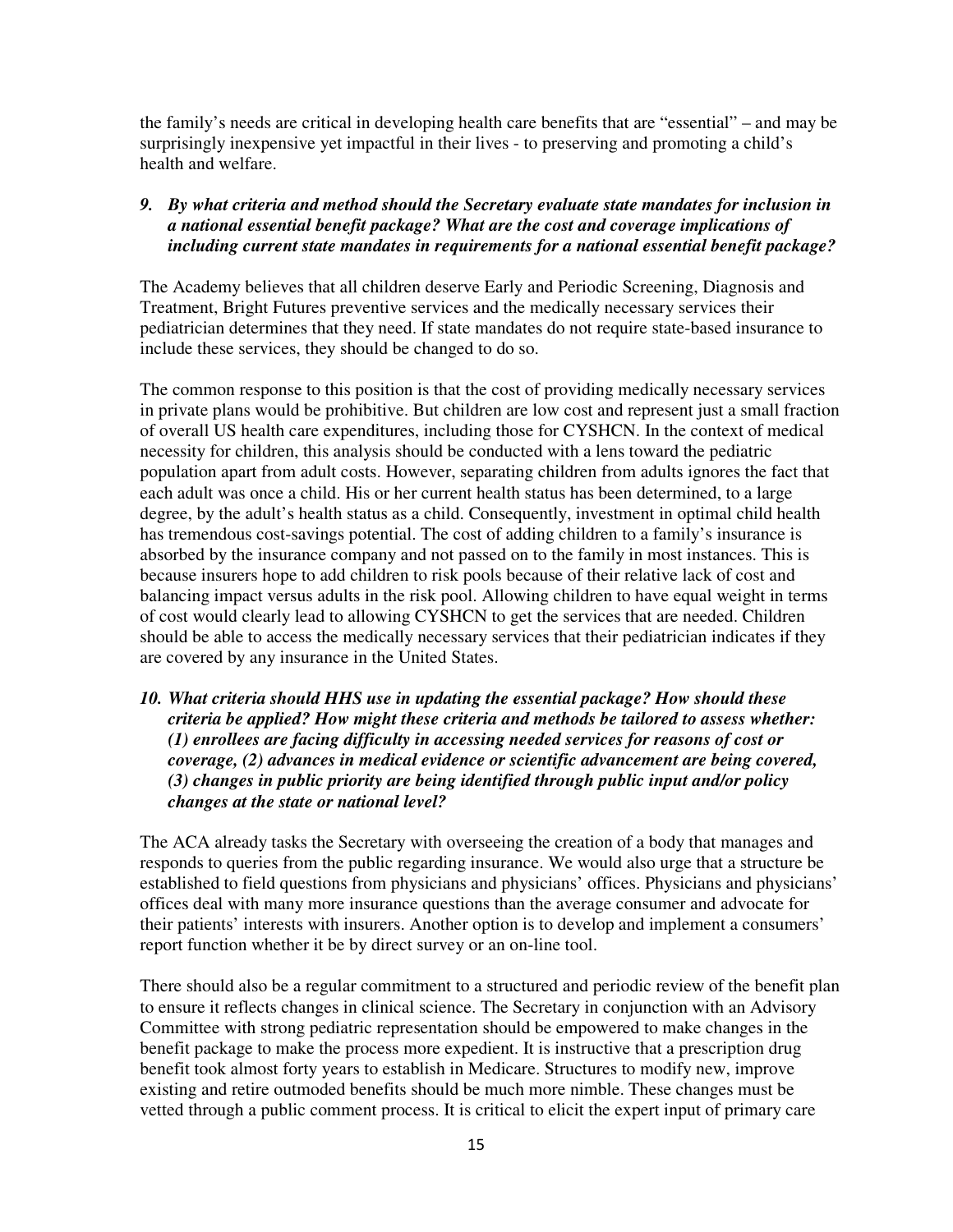the family's needs are critical in developing health care benefits that are "essential" – and may be surprisingly inexpensive yet impactful in their lives - to preserving and promoting a child's health and welfare.

***9. By what criteria and method should the Secretary evaluate state mandates for inclusion in a national essential benefit package? What are the cost and coverage implications of including current state mandates in requirements for a national essential benefit package?***

The Academy believes that all children deserve Early and Periodic Screening, Diagnosis and Treatment, Bright Futures preventive services and the medically necessary services their pediatrician determines that they need. If state mandates do not require state-based insurance to include these services, they should be changed to do so.

The common response to this position is that the cost of providing medically necessary services in private plans would be prohibitive. But children are low cost and represent just a small fraction of overall US health care expenditures, including those for CYSHCN. In the context of medical necessity for children, this analysis should be conducted with a lens toward the pediatric population apart from adult costs. However, separating children from adults ignores the fact that each adult was once a child. His or her current health status has been determined, to a large degree, by the adult's health status as a child. Consequently, investment in optimal child health has tremendous cost-savings potential. The cost of adding children to a family's insurance is absorbed by the insurance company and not passed on to the family in most instances. This is because insurers hope to add children to risk pools because of their relative lack of cost and balancing impact versus adults in the risk pool. Allowing children to have equal weight in terms of cost would clearly lead to allowing CYSHCN to get the services that are needed. Children should be able to access the medically necessary services that their pediatrician indicates if they are covered by any insurance in the United States.

***10. What criteria should HHS use in updating the essential package? How should these criteria be applied? How might these criteria and methods be tailored to assess whether: (1) enrollees are facing difficulty in accessing needed services for reasons of cost or coverage, (2) advances in medical evidence or scientific advancement are being covered, (3) changes in public priority are being identified through public input and/or policy changes at the state or national level?***

The ACA already tasks the Secretary with overseeing the creation of a body that manages and responds to queries from the public regarding insurance. We would also urge that a structure be established to field questions from physicians and physicians' offices. Physicians and physicians' offices deal with many more insurance questions than the average consumer and advocate for their patients' interests with insurers. Another option is to develop and implement a consumers' report function whether it be by direct survey or an on-line tool.

There should also be a regular commitment to a structured and periodic review of the benefit plan to ensure it reflects changes in clinical science. The Secretary in conjunction with an Advisory Committee with strong pediatric representation should be empowered to make changes in the benefit package to make the process more expedient. It is instructive that a prescription drug benefit took almost forty years to establish in Medicare. Structures to modify new, improve existing and retire outmoded benefits should be much more nimble. These changes must be vetted through a public comment process. It is critical to elicit the expert input of primary care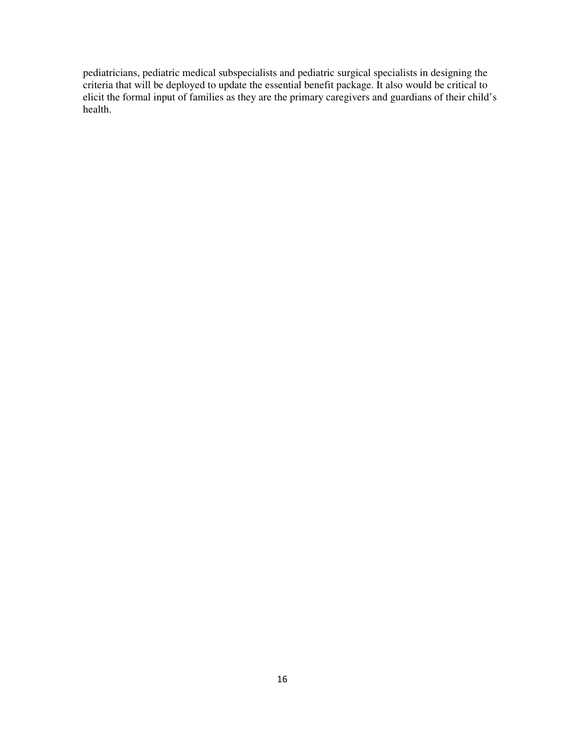pediatricians, pediatric medical subspecialists and pediatric surgical specialists in designing the criteria that will be deployed to update the essential benefit package. It also would be critical to elicit the formal input of families as they are the primary caregivers and guardians of their child's health.